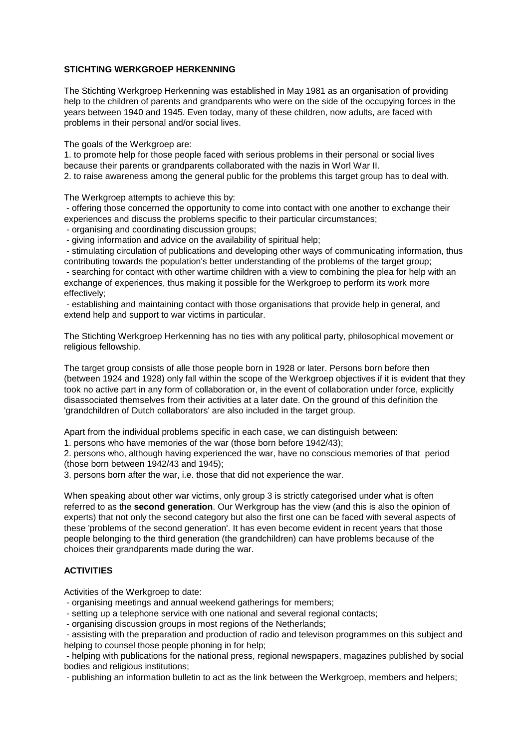**STICHTING WERKGROEP HERKENNING**

The Stichting Werkgroep Herkenning was established in May 1981 as an organisation of providing help to the children of parents and grandparents who were on the side of the occupying forces in the years between 1940 and 1945. Even today, many of these children, now adults, are faced with problems in their personal and/or social lives.

The goals of the Werkgroep are:

1. to promote help for those people faced with serious problems in their personal or social lives because their parents or grandparents collaborated with the nazis in Worl War II.
2. to raise awareness among the general public for the problems this target group has to deal with.

The Werkgroep attempts to achieve this by:

- offering those concerned the opportunity to come into contact with one another to exchange their experiences and discuss the problems specific to their particular circumstances;
- organising and coordinating discussion groups;
- giving information and advice on the availability of spiritual help;
- stimulating circulation of publications and developing other ways of communicating information, thus contributing towards the population's better understanding of the problems of the target group;
- searching for contact with other wartime children with a view to combining the plea for help with an exchange of experiences, thus making it possible for the Werkgroep to perform its work more effectively;
- establishing and maintaining contact with those organisations that provide help in general, and extend help and support to war victims in particular.

The Stichting Werkgroep Herkenning has no ties with any political party, philosophical movement or religious fellowship.

The target group consists of alle those people born in 1928 or later. Persons born before then (between 1924 and 1928) only fall within the scope of the Werkgroep objectives if it is evident that they took no active part in any form of collaboration or, in the event of collaboration under force, explicitly disassociated themselves from their activities at a later date. On the ground of this definition the 'grandchildren of Dutch collaborators' are also included in the target group.

Apart from the individual problems specific in each case, we can distinguish between:

1. persons who have memories of the war (those born before 1942/43);
2. persons who, although having experienced the war, have no conscious memories of that period (those born between 1942/43 and 1945);
3. persons born after the war, i.e. those that did not experience the war.

When speaking about other war victims, only group 3 is strictly categorised under what is often referred to as the **second generation**. Our Werkgroup has the view (and this is also the opinion of experts) that not only the second category but also the first one can be faced with several aspects of these 'problems of the second generation'. It has even become evident in recent years that those people belonging to the third generation (the grandchildren) can have problems because of the choices their grandparents made during the war.

**ACTIVITIES**

Activities of the Werkgroep to date:

- organising meetings and annual weekend gatherings for members;
- setting up a telephone service with one national and several regional contacts;
- organising discussion groups in most regions of the Netherlands;
- assisting with the preparation and production of radio and televison programmes on this subject and helping to counsel those people phoning in for help;
- helping with publications for the national press, regional newspapers, magazines published by social bodies and religious institutions;
- publishing an information bulletin to act as the link between the Werkgroep, members and helpers;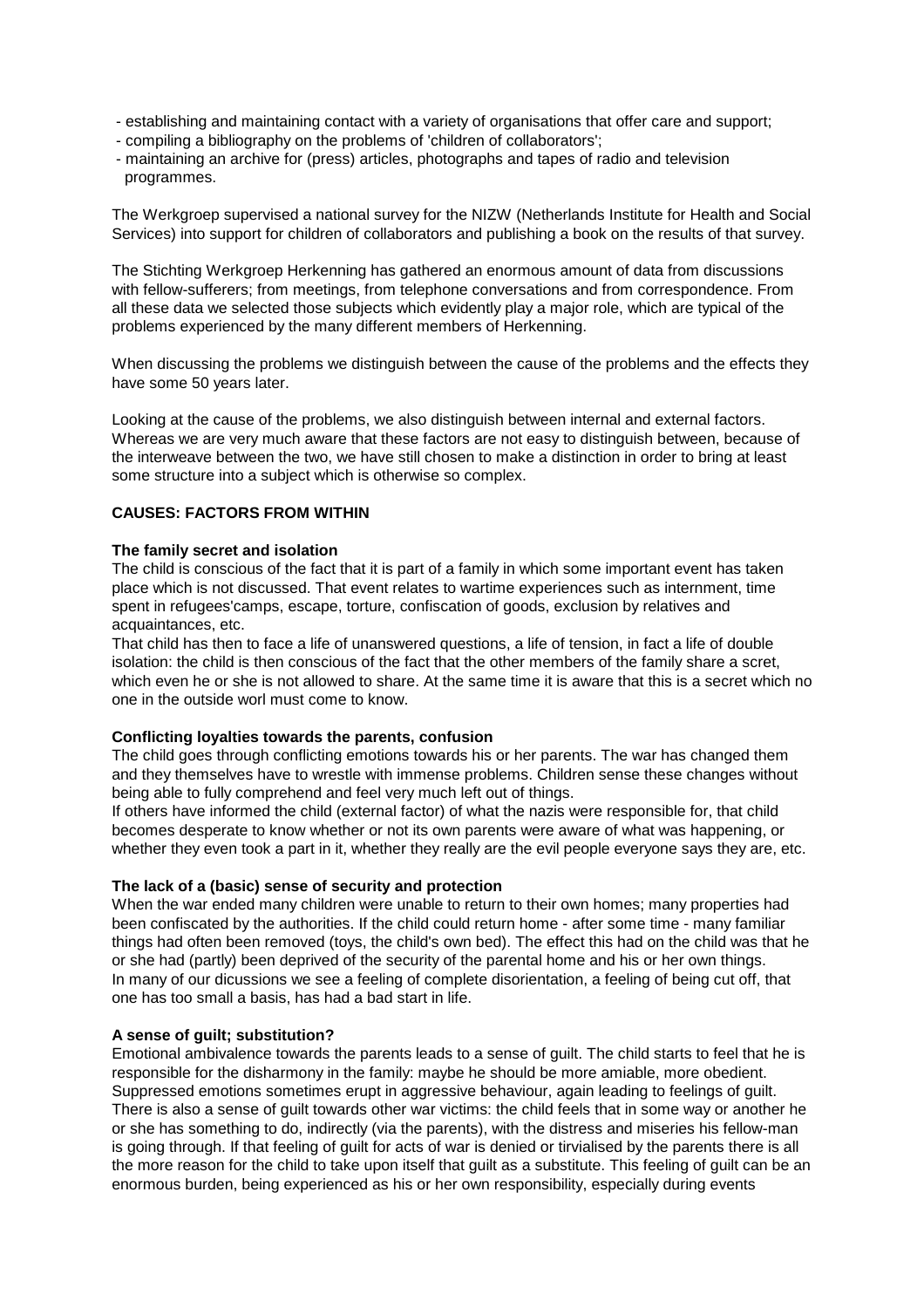- establishing and maintaining contact with a variety of organisations that offer care and support;
- compiling a bibliography on the problems of 'children of collaborators';
- maintaining an archive for (press) articles, photographs and tapes of radio and television programmes.

The Werkgroep supervised a national survey for the NIZW (Netherlands Institute for Health and Social Services) into support for children of collaborators and publishing a book on the results of that survey.

The Stichting Werkgroep Herkenning has gathered an enormous amount of data from discussions with fellow-sufferers; from meetings, from telephone conversations and from correspondence. From all these data we selected those subjects which evidently play a major role, which are typical of the problems experienced by the many different members of Herkenning.

When discussing the problems we distinguish between the cause of the problems and the effects they have some 50 years later.

Looking at the cause of the problems, we also distinguish between internal and external factors. Whereas we are very much aware that these factors are not easy to distinguish between, because of the interweave between the two, we have still chosen to make a distinction in order to bring at least some structure into a subject which is otherwise so complex.

**CAUSES: FACTORS FROM WITHIN**

**The family secret and isolation**

The child is conscious of the fact that it is part of a family in which some important event has taken place which is not discussed. That event relates to wartime experiences such as internment, time spent in refugees'camps, escape, torture, confiscation of goods, exclusion by relatives and acquaintances, etc.

That child has then to face a life of unanswered questions, a life of tension, in fact a life of double isolation: the child is then conscious of the fact that the other members of the family share a scret, which even he or she is not allowed to share. At the same time it is aware that this is a secret which no one in the outside worl must come to know.

**Conflicting loyalties towards the parents, confusion**

The child goes through conflicting emotions towards his or her parents. The war has changed them and they themselves have to wrestle with immense problems. Children sense these changes without being able to fully comprehend and feel very much left out of things.

If others have informed the child (external factor) of what the nazis were responsible for, that child becomes desperate to know whether or not its own parents were aware of what was happening, or whether they even took a part in it, whether they really are the evil people everyone says they are, etc.

**The lack of a (basic) sense of security and protection**

When the war ended many children were unable to return to their own homes; many properties had been confiscated by the authorities. If the child could return home - after some time - many familiar things had often been removed (toys, the child's own bed). The effect this had on the child was that he or she had (partly) been deprived of the security of the parental home and his or her own things.

In many of our dicussions we see a feeling of complete disorientation, a feeling of being cut off, that one has too small a basis, has had a bad start in life.

**A sense of guilt; substitution?**

Emotional ambivalence towards the parents leads to a sense of guilt. The child starts to feel that he is responsible for the disharmony in the family: maybe he should be more amiable, more obedient. Suppressed emotions sometimes erupt in aggressive behaviour, again leading to feelings of guilt. There is also a sense of guilt towards other war victims: the child feels that in some way or another he or she has something to do, indirectly (via the parents), with the distress and miseries his fellow-man is going through. If that feeling of guilt for acts of war is denied or tirvialised by the parents there is all the more reason for the child to take upon itself that guilt as a substitute. This feeling of guilt can be an enormous burden, being experienced as his or her own responsibility, especially during events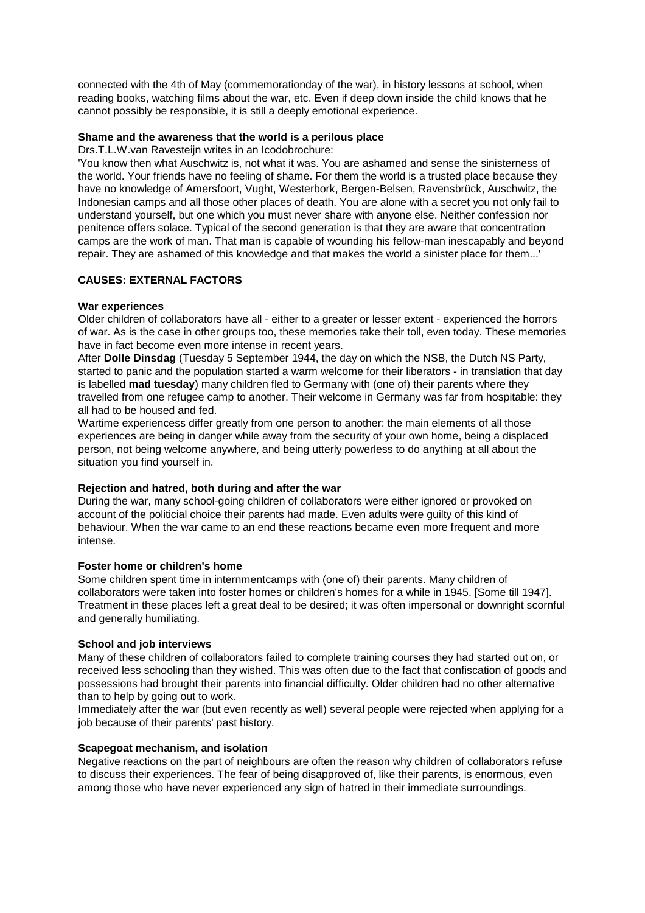connected with the 4th of May (commemorationday of the war), in history lessons at school, when reading books, watching films about the war, etc. Even if deep down inside the child knows that he cannot possibly be responsible, it is still a deeply emotional experience.

**Shame and the awareness that the world is a perilous place**

Drs.T.L.W.van Ravesteijn writes in an Icodobrochure:

'You know then what Auschwitz is, not what it was. You are ashamed and sense the sinisterness of the world. Your friends have no feeling of shame. For them the world is a trusted place because they have no knowledge of Amersfoort, Vught, Westerbork, Bergen-Belsen, Ravensbrück, Auschwitz, the Indonesian camps and all those other places of death. You are alone with a secret you not only fail to understand yourself, but one which you must never share with anyone else. Neither confession nor penitence offers solace. Typical of the second generation is that they are aware that concentration camps are the work of man. That man is capable of wounding his fellow-man inescapably and beyond repair. They are ashamed of this knowledge and that makes the world a sinister place for them...'

## CAUSES: EXTERNAL FACTORS

**War experiences**

Older children of collaborators have all - either to a greater or lesser extent - experienced the horrors of war. As is the case in other groups too, these memories take their toll, even today. These memories have in fact become even more intense in recent years.

After **Dolle Dinsdag** (Tuesday 5 September 1944, the day on which the NSB, the Dutch NS Party, started to panic and the population started a warm welcome for their liberators - in translation that day is labelled **mad tuesday**) many children fled to Germany with (one of) their parents where they travelled from one refugee camp to another. Their welcome in Germany was far from hospitable: they all had to be housed and fed.

Wartime experiencess differ greatly from one person to another: the main elements of all those experiences are being in danger while away from the security of your own home, being a displaced person, not being welcome anywhere, and being utterly powerless to do anything at all about the situation you find yourself in.

**Rejection and hatred, both during and after the war**

During the war, many school-going children of collaborators were either ignored or provoked on account of the politicial choice their parents had made. Even adults were guilty of this kind of behaviour. When the war came to an end these reactions became even more frequent and more intense.

**Foster home or children's home**

Some children spent time in internmentcamps with (one of) their parents. Many children of collaborators were taken into foster homes or children's homes for a while in 1945. [Some till 1947]. Treatment in these places left a great deal to be desired; it was often impersonal or downright scornful and generally humiliating.

**School and job interviews**

Many of these children of collaborators failed to complete training courses they had started out on, or received less schooling than they wished. This was often due to the fact that confiscation of goods and possessions had brought their parents into financial difficulty. Older children had no other alternative than to help by going out to work.

Immediately after the war (but even recently as well) several people were rejected when applying for a job because of their parents' past history.

**Scapegoat mechanism, and isolation**

Negative reactions on the part of neighbours are often the reason why children of collaborators refuse to discuss their experiences. The fear of being disapproved of, like their parents, is enormous, even among those who have never experienced any sign of hatred in their immediate surroundings.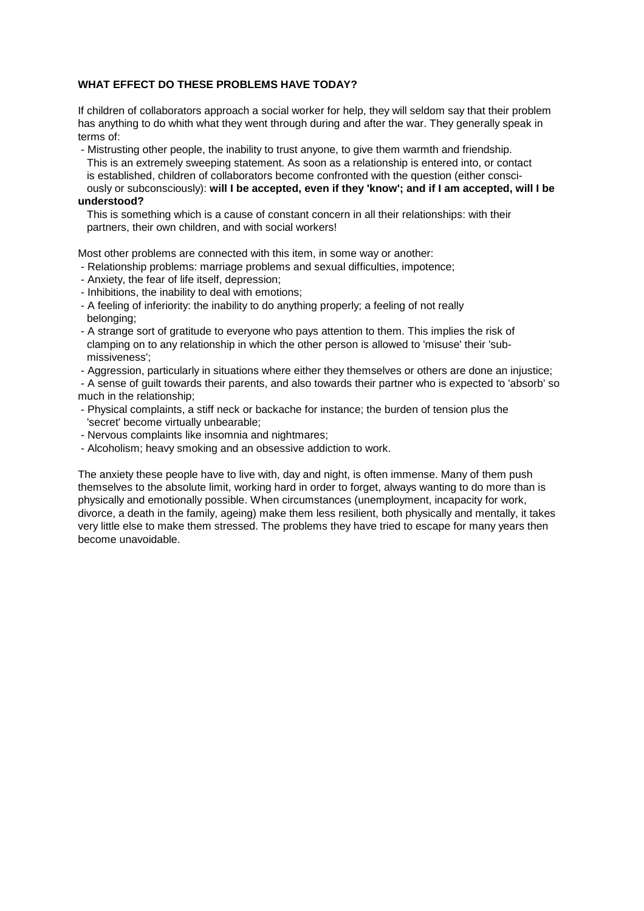**WHAT EFFECT DO THESE PROBLEMS HAVE TODAY?**

If children of collaborators approach a social worker for help, they will seldom say that their problem has anything to do whith what they went through during and after the war. They generally speak in terms of:

- Mistrusting other people, the inability to trust anyone, to give them warmth and friendship. This is an extremely sweeping statement. As soon as a relationship is entered into, or contact is established, children of collaborators become confronted with the question (either consciously or subconsciously): **will I be accepted, even if they 'know'; and if I am accepted, will I be understood?**

  This is something which is a cause of constant concern in all their relationships: with their partners, their own children, and with social workers!

Most other problems are connected with this item, in some way or another:

- Relationship problems: marriage problems and sexual difficulties, impotence;
- Anxiety, the fear of life itself, depression;
- Inhibitions, the inability to deal with emotions;
- A feeling of inferiority: the inability to do anything properly; a feeling of not really belonging;
- A strange sort of gratitude to everyone who pays attention to them. This implies the risk of clamping on to any relationship in which the other person is allowed to 'misuse' their 'submissiveness';
- Aggression, particularly in situations where either they themselves or others are done an injustice;
- A sense of guilt towards their parents, and also towards their partner who is expected to 'absorb' so much in the relationship;
- Physical complaints, a stiff neck or backache for instance; the burden of tension plus the 'secret' become virtually unbearable;
- Nervous complaints like insomnia and nightmares;
- Alcoholism; heavy smoking and an obsessive addiction to work.

The anxiety these people have to live with, day and night, is often immense. Many of them push themselves to the absolute limit, working hard in order to forget, always wanting to do more than is physically and emotionally possible. When circumstances (unemployment, incapacity for work, divorce, a death in the family, ageing) make them less resilient, both physically and mentally, it takes very little else to make them stressed. The problems they have tried to escape for many years then become unavoidable.